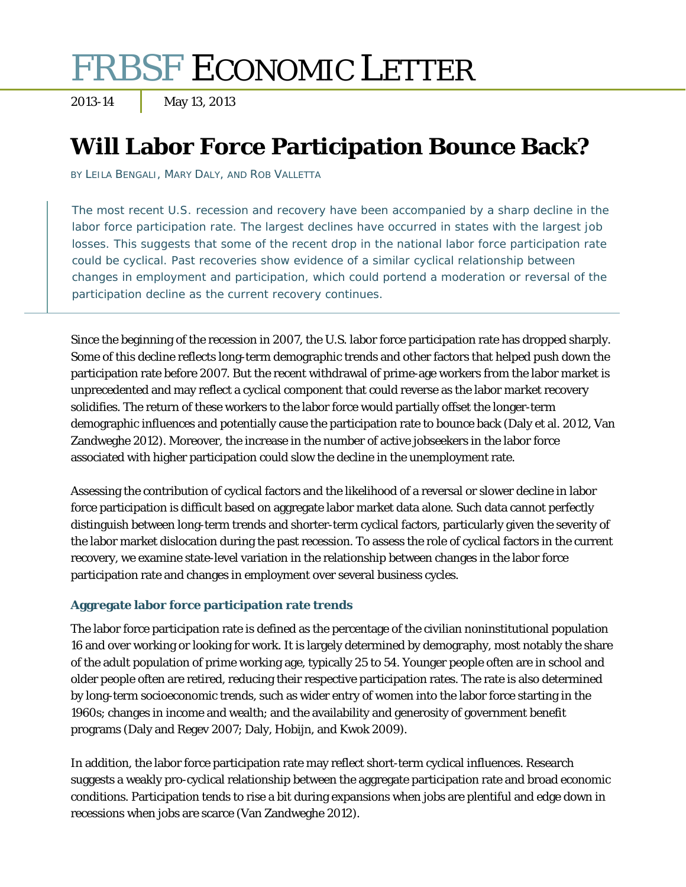# FRBSF Economic Letter

2013-14 | May 13, 2013

## Will Labor Force Participation Bounce Back?

BY LEILA BENGALI, MARY DALY, AND ROB VALLETTA

> The most recent U.S. recession and recovery have been accompanied by a sharp decline in the labor force participation rate. The largest declines have occurred in states with the largest job losses. This suggests that some of the recent drop in the national labor force participation rate could be cyclical. Past recoveries show evidence of a similar cyclical relationship between changes in employment and participation, which could portend a moderation or reversal of the participation decline as the current recovery continues.

Since the beginning of the recession in 2007, the U.S. labor force participation rate has dropped sharply. Some of this decline reflects long-term demographic trends and other factors that helped push down the participation rate before 2007. But the recent withdrawal of prime-age workers from the labor market is unprecedented and may reflect a cyclical component that could reverse as the labor market recovery solidifies. The return of these workers to the labor force would partially offset the longer-term demographic influences and potentially cause the participation rate to bounce back (Daly et al. 2012, Van Zandweghe 2012). Moreover, the increase in the number of active jobseekers in the labor force associated with higher participation could slow the decline in the unemployment rate.

Assessing the contribution of cyclical factors and the likelihood of a reversal or slower decline in labor force participation is difficult based on aggregate labor market data alone. Such data cannot perfectly distinguish between long-term trends and shorter-term cyclical factors, particularly given the severity of the labor market dislocation during the past recession. To assess the role of cyclical factors in the current recovery, we examine state-level variation in the relationship between changes in the labor force participation rate and changes in employment over several business cycles.

### Aggregate labor force participation rate trends

The labor force participation rate is defined as the percentage of the civilian noninstitutional population 16 and over working or looking for work. It is largely determined by demography, most notably the share of the adult population of prime working age, typically 25 to 54. Younger people often are in school and older people often are retired, reducing their respective participation rates. The rate is also determined by long-term socioeconomic trends, such as wider entry of women into the labor force starting in the 1960s; changes in income and wealth; and the availability and generosity of government benefit programs (Daly and Regev 2007; Daly, Hobijn, and Kwok 2009).

In addition, the labor force participation rate may reflect short-term cyclical influences. Research suggests a weakly pro-cyclical relationship between the aggregate participation rate and broad economic conditions. Participation tends to rise a bit during expansions when jobs are plentiful and edge down in recessions when jobs are scarce (Van Zandweghe 2012).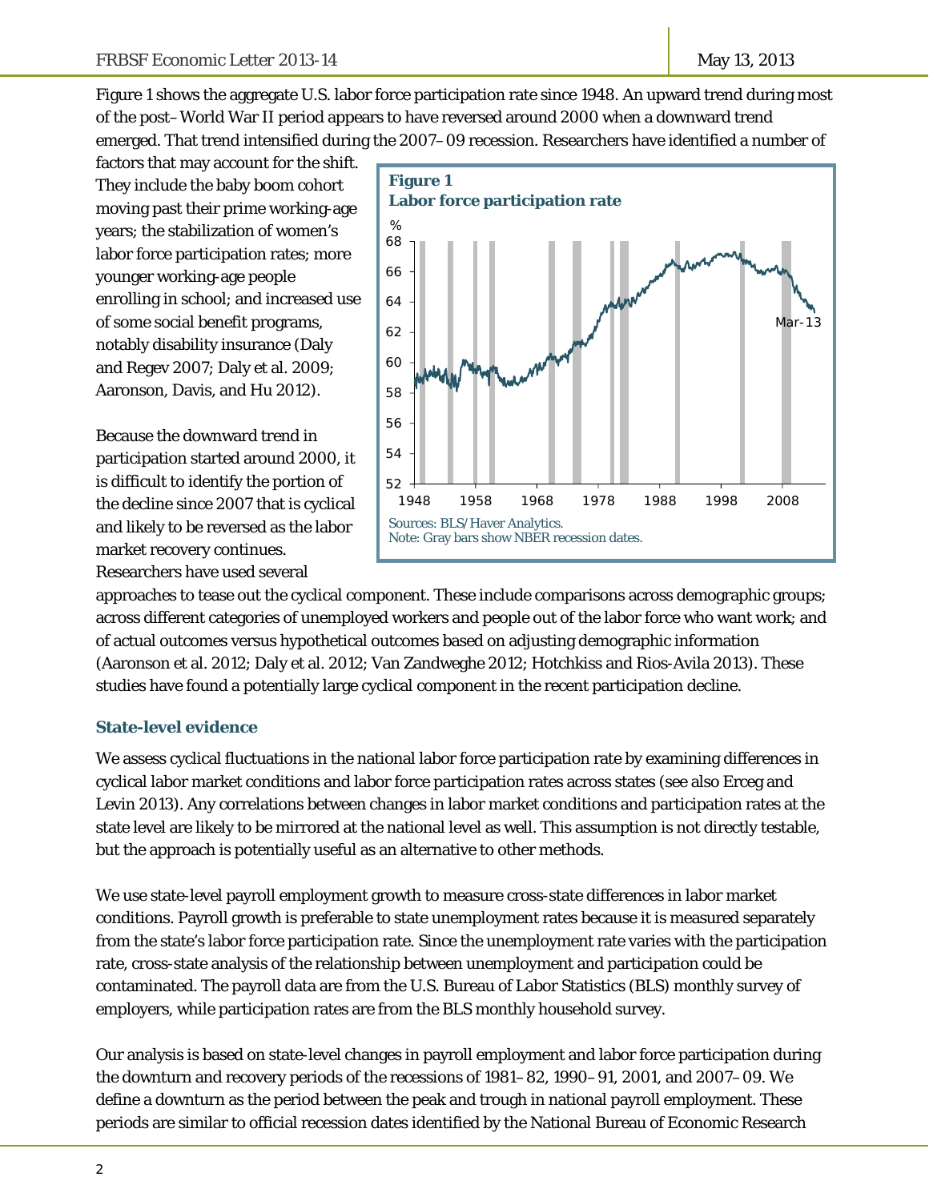Figure 1 shows the aggregate U.S. labor force participation rate since 1948. An upward trend during most of the post–World War II period appears to have reversed around 2000 when a downward trend emerged. That trend intensified during the 2007–09 recession. Researchers have identified a number of factors that may account for the shift. They include the baby boom cohort moving past their prime working-age years; the stabilization of women's labor force participation rates; more younger working-age people enrolling in school; and increased use of some social benefit programs, notably disability insurance (Daly and Regev 2007; Daly et al. 2009; Aaronson, Davis, and Hu 2012).

**Figure 1**
**Labor force participation rate**

Sources: BLS/Haver Analytics.
Note: Gray bars show NBER recession dates.

Because the downward trend in participation started around 2000, it is difficult to identify the portion of the decline since 2007 that is cyclical and likely to be reversed as the labor market recovery continues. Researchers have used several approaches to tease out the cyclical component. These include comparisons across demographic groups; across different categories of unemployed workers and people out of the labor force who want work; and of actual outcomes versus hypothetical outcomes based on adjusting demographic information (Aaronson et al. 2012; Daly et al. 2012; Van Zandweghe 2012; Hotchkiss and Rios-Avila 2013). These studies have found a potentially large cyclical component in the recent participation decline.

### State-level evidence

We assess cyclical fluctuations in the national labor force participation rate by examining differences in cyclical labor market conditions and labor force participation rates across states (see also Erceg and Levin 2013). Any correlations between changes in labor market conditions and participation rates at the state level are likely to be mirrored at the national level as well. This assumption is not directly testable, but the approach is potentially useful as an alternative to other methods.

We use state-level payroll employment growth to measure cross-state differences in labor market conditions. Payroll growth is preferable to state unemployment rates because it is measured separately from the state's labor force participation rate. Since the unemployment rate varies with the participation rate, cross-state analysis of the relationship between unemployment and participation could be contaminated. The payroll data are from the U.S. Bureau of Labor Statistics (BLS) monthly survey of employers, while participation rates are from the BLS monthly household survey.

Our analysis is based on state-level changes in payroll employment and labor force participation during the downturn and recovery periods of the recessions of 1981–82, 1990–91, 2001, and 2007–09. We define a downturn as the period between the peak and trough in national payroll employment. These periods are similar to official recession dates identified by the National Bureau of Economic Research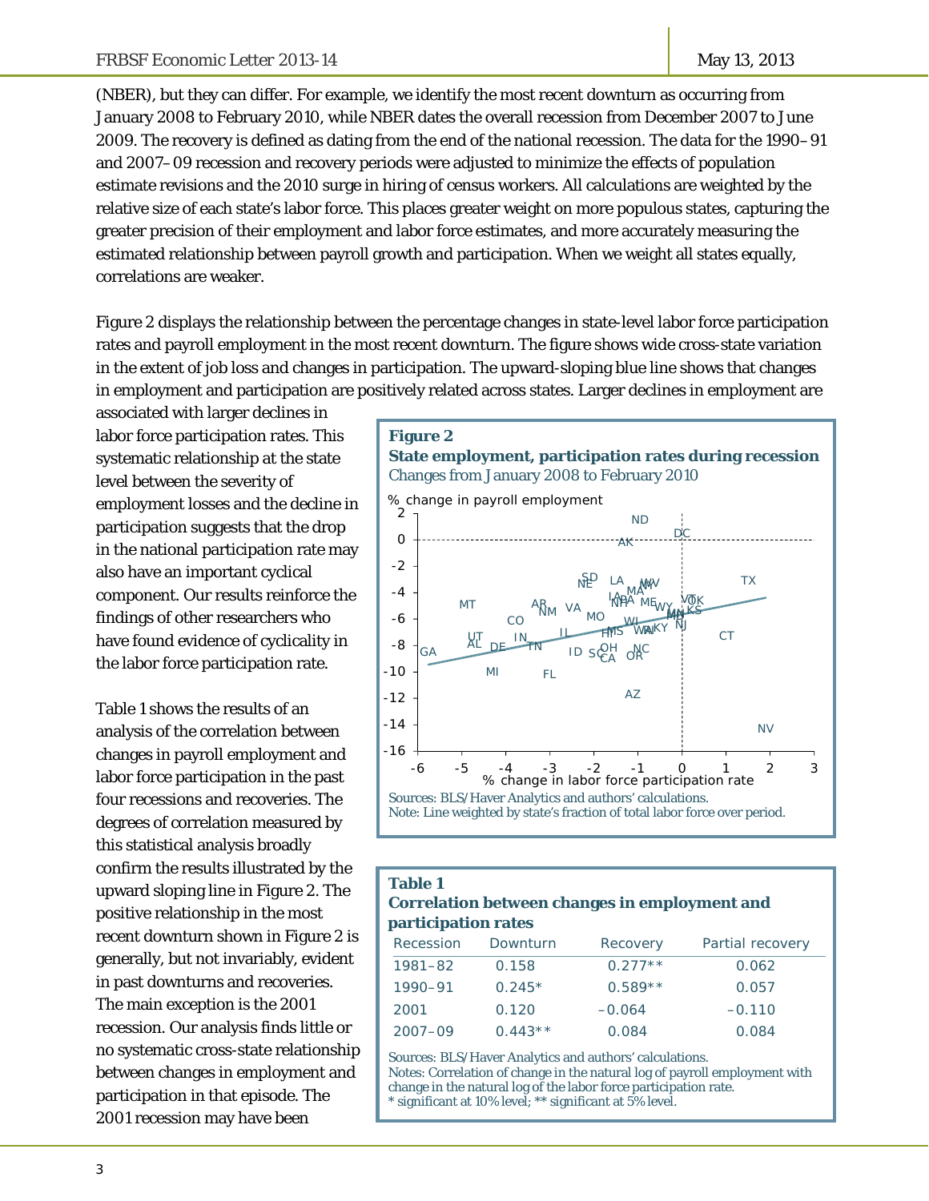(NBER), but they can differ. For example, we identify the most recent downturn as occurring from January 2008 to February 2010, while NBER dates the overall recession from December 2007 to June 2009. The recovery is defined as dating from the end of the national recession. The data for the 1990–91 and 2007–09 recession and recovery periods were adjusted to minimize the effects of population estimate revisions and the 2010 surge in hiring of census workers. All calculations are weighted by the relative size of each state's labor force. This places greater weight on more populous states, capturing the greater precision of their employment and labor force estimates, and more accurately measuring the estimated relationship between payroll growth and participation. When we weight all states equally, correlations are weaker.

Figure 2 displays the relationship between the percentage changes in state-level labor force participation rates and payroll employment in the most recent downturn. The figure shows wide cross-state variation in the extent of job loss and changes in participation. The upward-sloping blue line shows that changes in employment and participation are positively related across states. Larger declines in employment are associated with larger declines in labor force participation rates. This systematic relationship at the state level between the severity of employment losses and the decline in participation suggests that the drop in the national participation rate may also have an important cyclical component. Our results reinforce the findings of other researchers who have found evidence of cyclicality in the labor force participation rate.

**Figure 2**
**State employment, participation rates during recession**
Changes from January 2008 to February 2010

Sources: BLS/Haver Analytics and authors' calculations.
Note: Line weighted by state's fraction of total labor force over period.

Table 1 shows the results of an analysis of the correlation between changes in payroll employment and labor force participation in the past four recessions and recoveries. The degrees of correlation measured by this statistical analysis broadly confirm the results illustrated by the upward sloping line in Figure 2. The positive relationship in the most recent downturn shown in Figure 2 is generally, but not invariably, evident in past downturns and recoveries. The main exception is the 2001 recession. Our analysis finds little or no systematic cross-state relationship between changes in employment and participation in that episode. The 2001 recession may have been

**Table 1**
**Correlation between changes in employment and participation rates**

| Recession | Downturn | Recovery | Partial recovery |
|---|---|---|---|
| 1981–82 | 0.158 | 0.277** | 0.062 |
| 1990–91 | 0.245* | 0.589** | 0.057 |
| 2001 | 0.120 | –0.064 | –0.110 |
| 2007–09 | 0.443** | 0.084 | 0.084 |

Sources: BLS/Haver Analytics and authors' calculations.
Notes: Correlation of change in the natural log of payroll employment with change in the natural log of the labor force participation rate.
* significant at 10% level; ** significant at 5% level.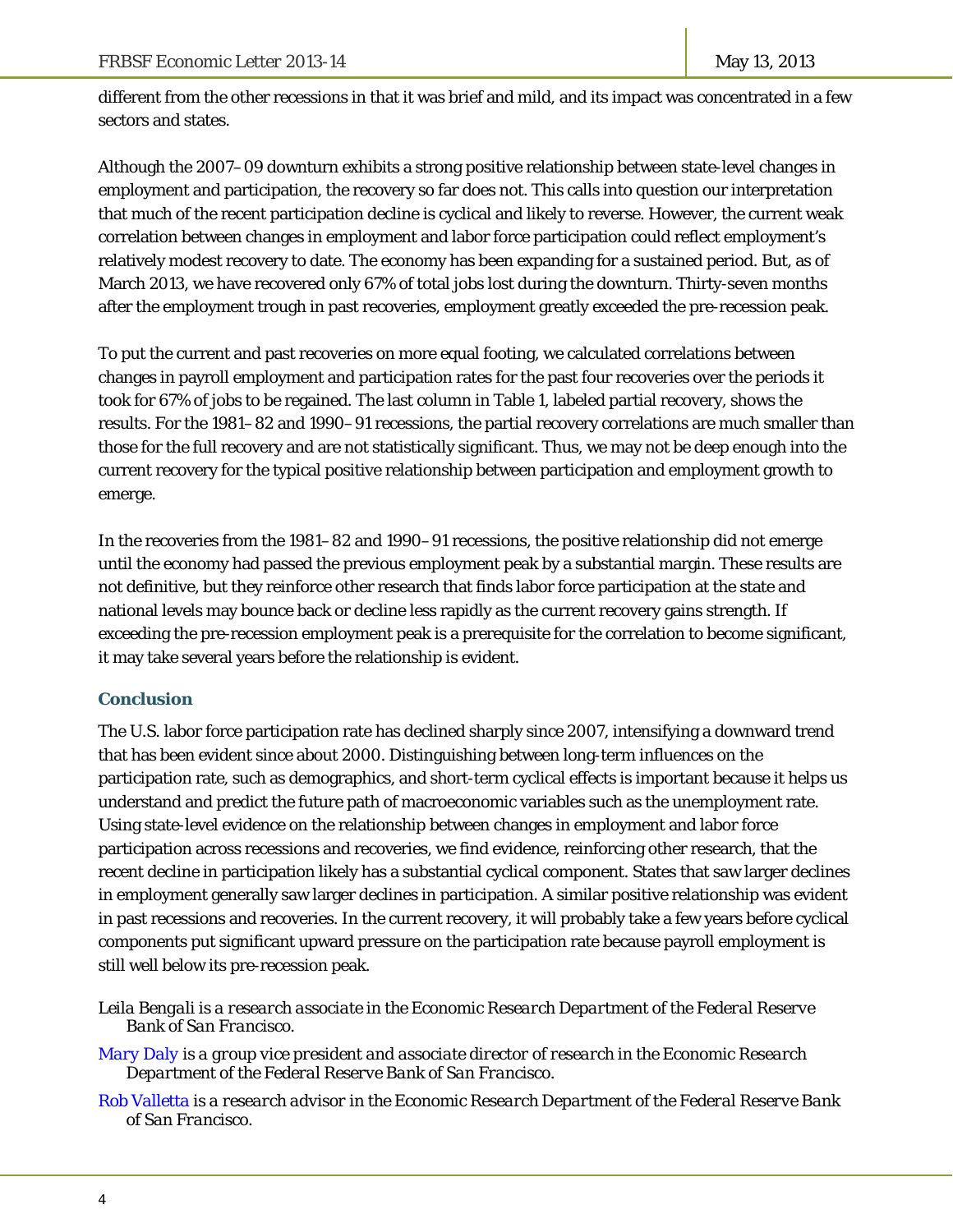different from the other recessions in that it was brief and mild, and its impact was concentrated in a few sectors and states.

Although the 2007–09 downturn exhibits a strong positive relationship between state-level changes in employment and participation, the recovery so far does not. This calls into question our interpretation that much of the recent participation decline is cyclical and likely to reverse. However, the current weak correlation between changes in employment and labor force participation could reflect employment's relatively modest recovery to date. The economy has been expanding for a sustained period. But, as of March 2013, we have recovered only 67% of total jobs lost during the downturn. Thirty-seven months after the employment trough in past recoveries, employment greatly exceeded the pre-recession peak.

To put the current and past recoveries on more equal footing, we calculated correlations between changes in payroll employment and participation rates for the past four recoveries over the periods it took for 67% of jobs to be regained. The last column in Table 1, labeled partial recovery, shows the results. For the 1981–82 and 1990–91 recessions, the partial recovery correlations are much smaller than those for the full recovery and are not statistically significant. Thus, we may not be deep enough into the current recovery for the typical positive relationship between participation and employment growth to emerge.

In the recoveries from the 1981–82 and 1990–91 recessions, the positive relationship did not emerge until the economy had passed the previous employment peak by a substantial margin. These results are not definitive, but they reinforce other research that finds labor force participation at the state and national levels may bounce back or decline less rapidly as the current recovery gains strength. If exceeding the pre-recession employment peak is a prerequisite for the correlation to become significant, it may take several years before the relationship is evident.

## Conclusion

The U.S. labor force participation rate has declined sharply since 2007, intensifying a downward trend that has been evident since about 2000. Distinguishing between long-term influences on the participation rate, such as demographics, and short-term cyclical effects is important because it helps us understand and predict the future path of macroeconomic variables such as the unemployment rate. Using state-level evidence on the relationship between changes in employment and labor force participation across recessions and recoveries, we find evidence, reinforcing other research, that the recent decline in participation likely has a substantial cyclical component. States that saw larger declines in employment generally saw larger declines in participation. A similar positive relationship was evident in past recessions and recoveries. In the current recovery, it will probably take a few years before cyclical components put significant upward pressure on the participation rate because payroll employment is still well below its pre-recession peak.

*Leila Bengali is a research associate in the Economic Research Department of the Federal Reserve Bank of San Francisco.*

Mary Daly *is a group vice president and associate director of research in the Economic Research Department of the Federal Reserve Bank of San Francisco.*

Rob Valletta *is a research advisor in the Economic Research Department of the Federal Reserve Bank of San Francisco.*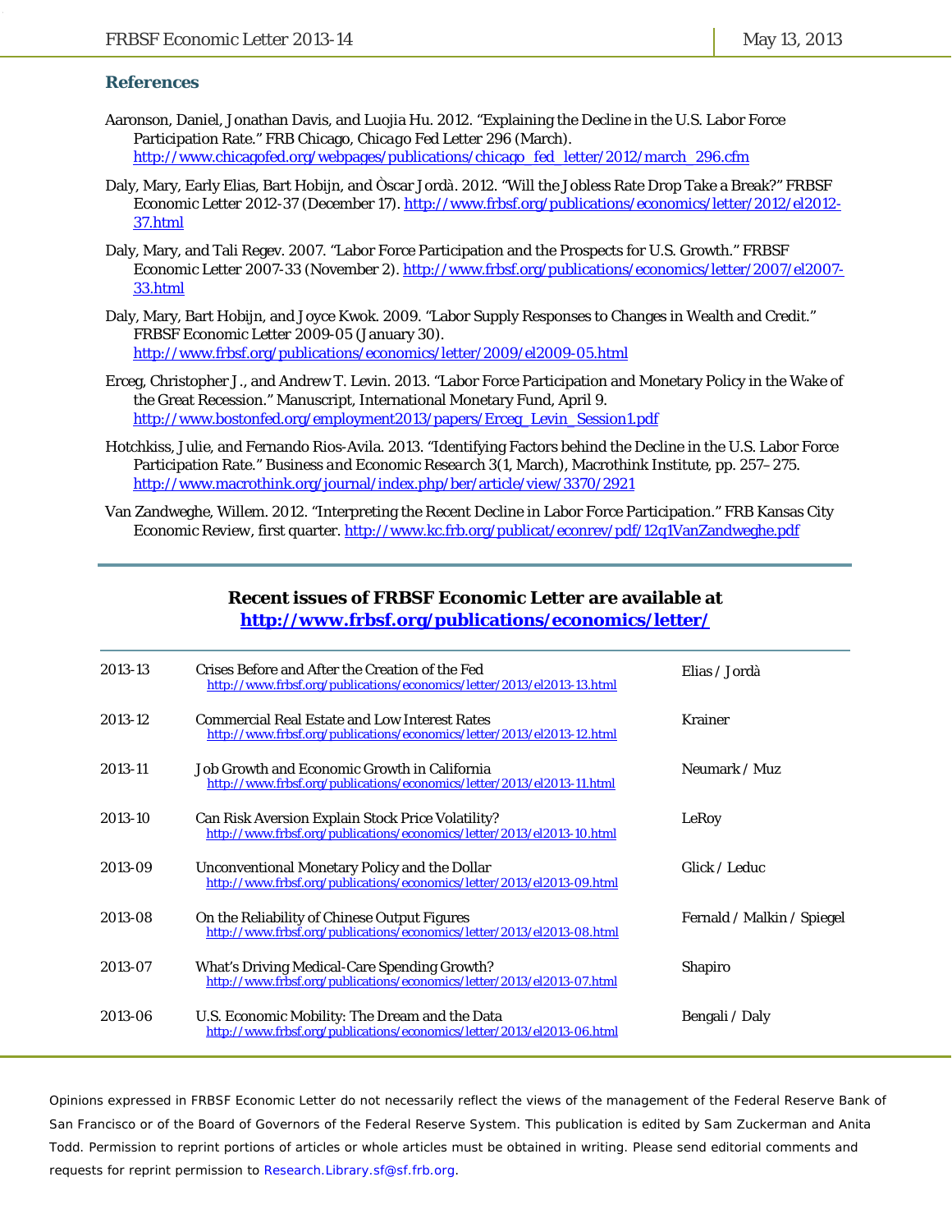## References

Aaronson, Daniel, Jonathan Davis, and Luojia Hu. 2012. "Explaining the Decline in the U.S. Labor Force Participation Rate." FRB Chicago, *Chicago Fed Letter* 296 (March). http://www.chicagofed.org/webpages/publications/chicago_fed_letter/2012/march_296.cfm

Daly, Mary, Early Elias, Bart Hobijn, and Òscar Jordà. 2012. "Will the Jobless Rate Drop Take a Break?" *FRBSF Economic Letter* 2012-37 (December 17). http://www.frbsf.org/publications/economics/letter/2012/el2012-37.html

Daly, Mary, and Tali Regev. 2007. "Labor Force Participation and the Prospects for U.S. Growth." *FRBSF Economic Letter* 2007-33 (November 2). http://www.frbsf.org/publications/economics/letter/2007/el2007-33.html

Daly, Mary, Bart Hobijn, and Joyce Kwok. 2009. "Labor Supply Responses to Changes in Wealth and Credit." *FRBSF Economic Letter* 2009-05 (January 30). http://www.frbsf.org/publications/economics/letter/2009/el2009-05.html

Erceg, Christopher J., and Andrew T. Levin. 2013. "Labor Force Participation and Monetary Policy in the Wake of the Great Recession." Manuscript, International Monetary Fund, April 9. http://www.bostonfed.org/employment2013/papers/Erceg_Levin_Session1.pdf

Hotchkiss, Julie, and Fernando Rios-Avila. 2013. "Identifying Factors behind the Decline in the U.S. Labor Force Participation Rate." *Business and Economic Research* 3(1, March), Macrothink Institute, pp. 257–275. http://www.macrothink.org/journal/index.php/ber/article/view/3370/2921

Van Zandweghe, Willem. 2012. "Interpreting the Recent Decline in Labor Force Participation." FRB Kansas City *Economic Review*, first quarter. http://www.kc.frb.org/publicat/econrev/pdf/12q1VanZandweghe.pdf

**Recent issues of FRBSF Economic Letter are available at http://www.frbsf.org/publications/economics/letter/**

| | | |
|---|---|---|
| 2013-13 | Crises Before and After the Creation of the Fed http://www.frbsf.org/publications/economics/letter/2013/el2013-13.html | Elias / Jordà |
| 2013-12 | Commercial Real Estate and Low Interest Rates http://www.frbsf.org/publications/economics/letter/2013/el2013-12.html | Krainer |
| 2013-11 | Job Growth and Economic Growth in California http://www.frbsf.org/publications/economics/letter/2013/el2013-11.html | Neumark / Muz |
| 2013-10 | Can Risk Aversion Explain Stock Price Volatility? http://www.frbsf.org/publications/economics/letter/2013/el2013-10.html | LeRoy |
| 2013-09 | Unconventional Monetary Policy and the Dollar http://www.frbsf.org/publications/economics/letter/2013/el2013-09.html | Glick / Leduc |
| 2013-08 | On the Reliability of Chinese Output Figures http://www.frbsf.org/publications/economics/letter/2013/el2013-08.html | Fernald / Malkin / Spiegel |
| 2013-07 | What's Driving Medical-Care Spending Growth? http://www.frbsf.org/publications/economics/letter/2013/el2013-07.html | Shapiro |
| 2013-06 | U.S. Economic Mobility: The Dream and the Data http://www.frbsf.org/publications/economics/letter/2013/el2013-06.html | Bengali / Daly |

Opinions expressed in FRBSF Economic Letter do not necessarily reflect the views of the management of the Federal Reserve Bank of San Francisco or of the Board of Governors of the Federal Reserve System. This publication is edited by Sam Zuckerman and Anita Todd. Permission to reprint portions of articles or whole articles must be obtained in writing. Please send editorial comments and requests for reprint permission to Research.Library.sf@sf.frb.org.